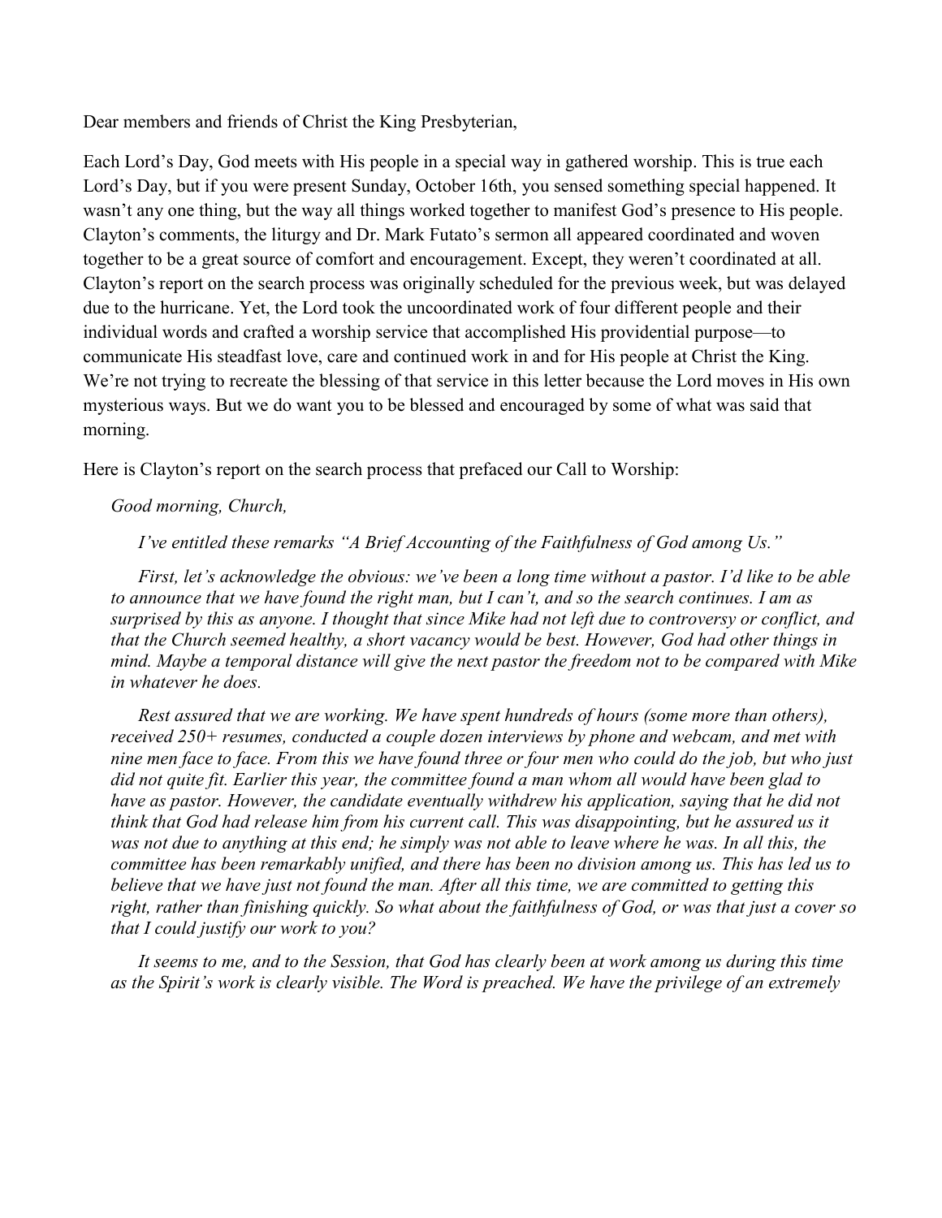Dear members and friends of Christ the King Presbyterian,

Each Lord's Day, God meets with His people in a special way in gathered worship. This is true each Lord's Day, but if you were present Sunday, October 16th, you sensed something special happened. It wasn't any one thing, but the way all things worked together to manifest God's presence to His people. Clayton's comments, the liturgy and Dr. Mark Futato's sermon all appeared coordinated and woven together to be a great source of comfort and encouragement. Except, they weren't coordinated at all. Clayton's report on the search process was originally scheduled for the previous week, but was delayed due to the hurricane. Yet, the Lord took the uncoordinated work of four different people and their individual words and crafted a worship service that accomplished His providential purpose—to communicate His steadfast love, care and continued work in and for His people at Christ the King. We're not trying to recreate the blessing of that service in this letter because the Lord moves in His own mysterious ways. But we do want you to be blessed and encouraged by some of what was said that morning.

Here is Clayton's report on the search process that prefaced our Call to Worship:

*Good morning, Church,*

*I've entitled these remarks "A Brief Accounting of the Faithfulness of God among Us."*

*First, let's acknowledge the obvious: we've been a long time without a pastor. I'd like to be able to announce that we have found the right man, but I can't, and so the search continues. I am as surprised by this as anyone. I thought that since Mike had not left due to controversy or conflict, and that the Church seemed healthy, a short vacancy would be best. However, God had other things in mind. Maybe a temporal distance will give the next pastor the freedom not to be compared with Mike in whatever he does.*

*Rest assured that we are working. We have spent hundreds of hours (some more than others), received 250+ resumes, conducted a couple dozen interviews by phone and webcam, and met with nine men face to face. From this we have found three or four men who could do the job, but who just did not quite fit. Earlier this year, the committee found a man whom all would have been glad to have as pastor. However, the candidate eventually withdrew his application, saying that he did not think that God had release him from his current call. This was disappointing, but he assured us it was not due to anything at this end; he simply was not able to leave where he was. In all this, the committee has been remarkably unified, and there has been no division among us. This has led us to believe that we have just not found the man. After all this time, we are committed to getting this right, rather than finishing quickly. So what about the faithfulness of God, or was that just a cover so that I could justify our work to you?*

*It seems to me, and to the Session, that God has clearly been at work among us during this time as the Spirit's work is clearly visible. The Word is preached. We have the privilege of an extremely*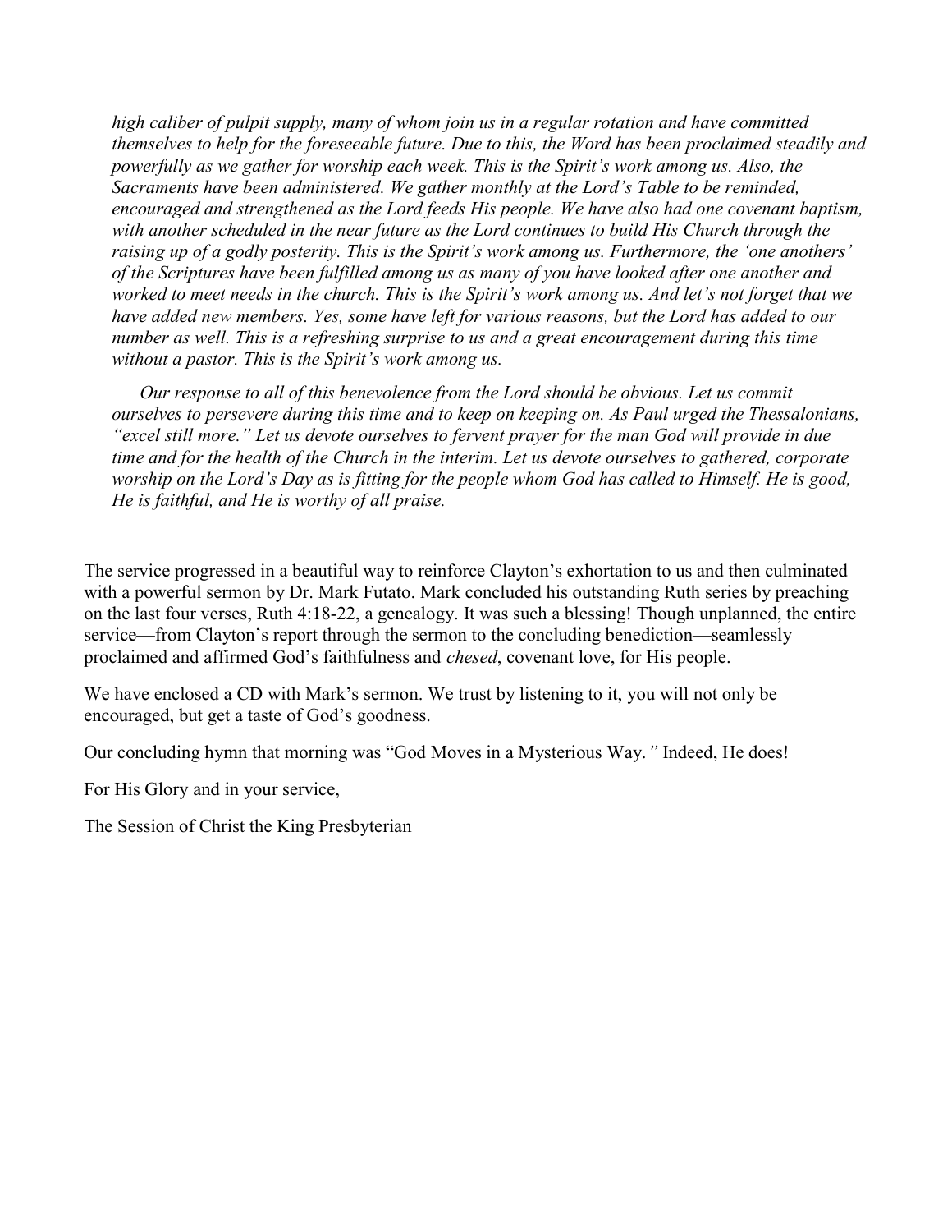*high caliber of pulpit supply, many of whom join us in a regular rotation and have committed themselves to help for the foreseeable future. Due to this, the Word has been proclaimed steadily and powerfully as we gather for worship each week. This is the Spirit's work among us. Also, the Sacraments have been administered. We gather monthly at the Lord's Table to be reminded, encouraged and strengthened as the Lord feeds His people. We have also had one covenant baptism, with another scheduled in the near future as the Lord continues to build His Church through the raising up of a godly posterity. This is the Spirit's work among us. Furthermore, the 'one anothers' of the Scriptures have been fulfilled among us as many of you have looked after one another and worked to meet needs in the church. This is the Spirit's work among us. And let's not forget that we have added new members. Yes, some have left for various reasons, but the Lord has added to our number as well. This is a refreshing surprise to us and a great encouragement during this time without a pastor. This is the Spirit's work among us.*

*Our response to all of this benevolence from the Lord should be obvious. Let us commit ourselves to persevere during this time and to keep on keeping on. As Paul urged the Thessalonians, "excel still more." Let us devote ourselves to fervent prayer for the man God will provide in due time and for the health of the Church in the interim. Let us devote ourselves to gathered, corporate worship on the Lord's Day as is fitting for the people whom God has called to Himself. He is good, He is faithful, and He is worthy of all praise.*

The service progressed in a beautiful way to reinforce Clayton's exhortation to us and then culminated with a powerful sermon by Dr. Mark Futato. Mark concluded his outstanding Ruth series by preaching on the last four verses, Ruth 4:18-22, a genealogy. It was such a blessing! Though unplanned, the entire service—from Clayton's report through the sermon to the concluding benediction—seamlessly proclaimed and affirmed God's faithfulness and *chesed*, covenant love, for His people.

We have enclosed a CD with Mark's sermon. We trust by listening to it, you will not only be encouraged, but get a taste of God's goodness.

Our concluding hymn that morning was "God Moves in a Mysterious Way." Indeed, He does!

For His Glory and in your service,

The Session of Christ the King Presbyterian